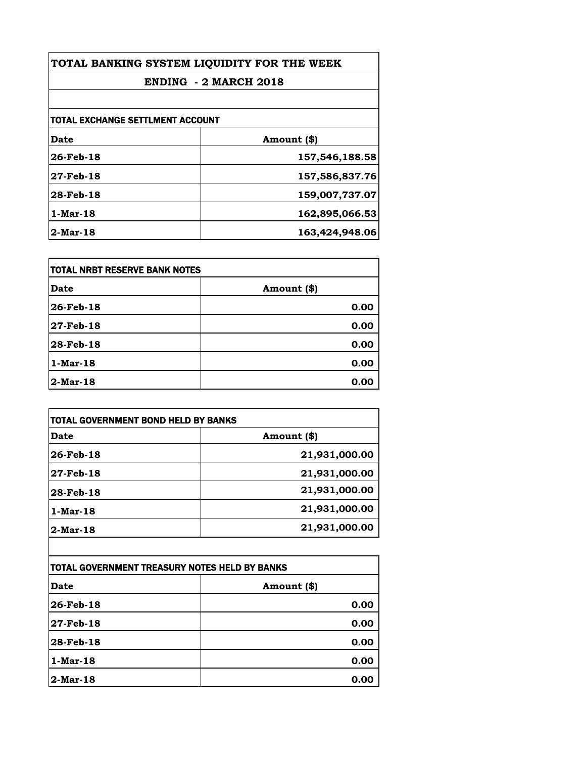# TOTAL BANKING SYSTEM LIQUIDITY FOR THE WEEK

## ENDING - 2 MARCH 2018

### TOTAL EXCHANGE SETTLMENT ACCOUNT

| Date | Amount ($) |
|---|---:|
| 26-Feb-18 | 157,546,188.58 |
| 27-Feb-18 | 157,586,837.76 |
| 28-Feb-18 | 159,007,737.07 |
| 1-Mar-18 | 162,895,066.53 |
| 2-Mar-18 | 163,424,948.06 |

### TOTAL NRBT RESERVE BANK NOTES

| Date | Amount ($) |
|---|---:|
| 26-Feb-18 | 0.00 |
| 27-Feb-18 | 0.00 |
| 28-Feb-18 | 0.00 |
| 1-Mar-18 | 0.00 |
| 2-Mar-18 | 0.00 |

### TOTAL GOVERNMENT BOND HELD BY BANKS

| Date | Amount ($) |
|---|---:|
| 26-Feb-18 | 21,931,000.00 |
| 27-Feb-18 | 21,931,000.00 |
| 28-Feb-18 | 21,931,000.00 |
| 1-Mar-18 | 21,931,000.00 |
| 2-Mar-18 | 21,931,000.00 |

### TOTAL GOVERNMENT TREASURY NOTES HELD BY BANKS

| Date | Amount ($) |
|---|---:|
| 26-Feb-18 | 0.00 |
| 27-Feb-18 | 0.00 |
| 28-Feb-18 | 0.00 |
| 1-Mar-18 | 0.00 |
| 2-Mar-18 | 0.00 |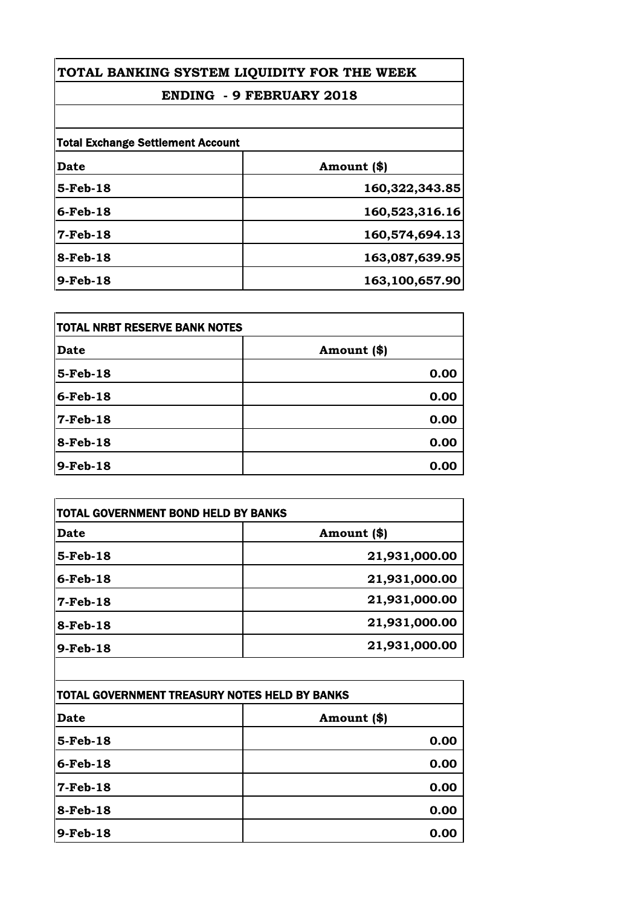# TOTAL BANKING SYSTEM LIQUIDITY FOR THE WEEK

## ENDING - 9 FEBRUARY 2018

### Total Exchange Settlement Account

| Date | Amount ($) |
|---|---|
| 5-Feb-18 | 160,322,343.85 |
| 6-Feb-18 | 160,523,316.16 |
| 7-Feb-18 | 160,574,694.13 |
| 8-Feb-18 | 163,087,639.95 |
| 9-Feb-18 | 163,100,657.90 |

### TOTAL NRBT RESERVE BANK NOTES

| Date | Amount ($) |
|---|---|
| 5-Feb-18 | 0.00 |
| 6-Feb-18 | 0.00 |
| 7-Feb-18 | 0.00 |
| 8-Feb-18 | 0.00 |
| 9-Feb-18 | 0.00 |

### TOTAL GOVERNMENT BOND HELD BY BANKS

| Date | Amount ($) |
|---|---|
| 5-Feb-18 | 21,931,000.00 |
| 6-Feb-18 | 21,931,000.00 |
| 7-Feb-18 | 21,931,000.00 |
| 8-Feb-18 | 21,931,000.00 |
| 9-Feb-18 | 21,931,000.00 |

### TOTAL GOVERNMENT TREASURY NOTES HELD BY BANKS

| Date | Amount ($) |
|---|---|
| 5-Feb-18 | 0.00 |
| 6-Feb-18 | 0.00 |
| 7-Feb-18 | 0.00 |
| 8-Feb-18 | 0.00 |
| 9-Feb-18 | 0.00 |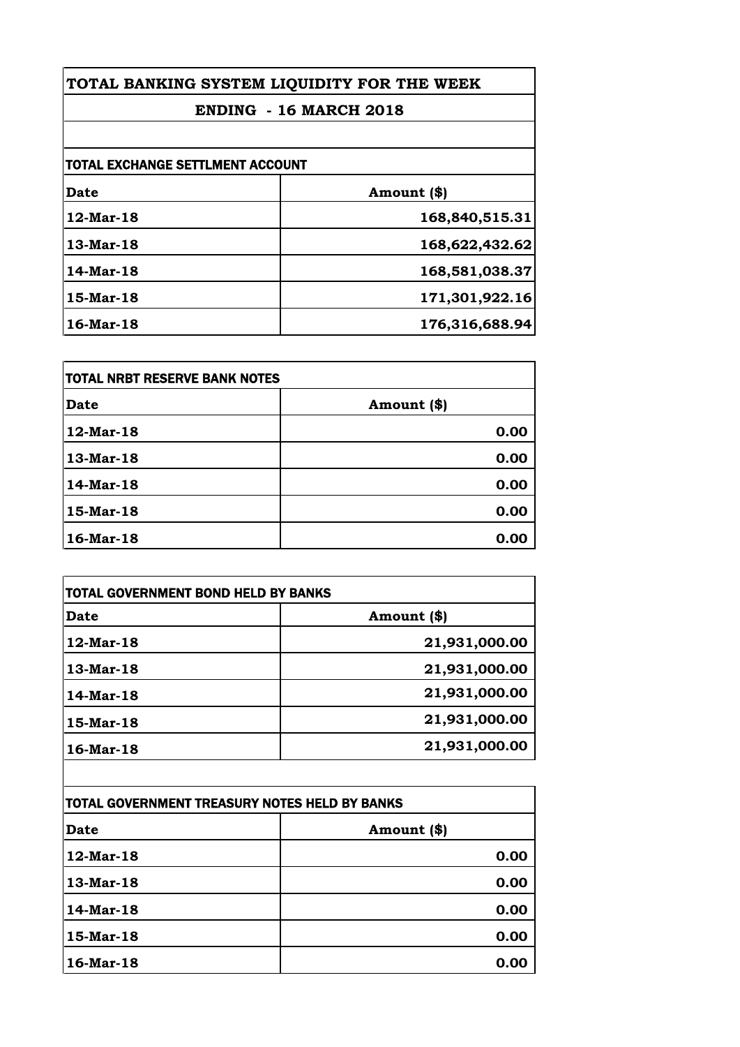# TOTAL BANKING SYSTEM LIQUIDITY FOR THE WEEK

## ENDING - 16 MARCH 2018

### TOTAL EXCHANGE SETTLMENT ACCOUNT

| Date | Amount ($) |
|---|---|
| 12-Mar-18 | 168,840,515.31 |
| 13-Mar-18 | 168,622,432.62 |
| 14-Mar-18 | 168,581,038.37 |
| 15-Mar-18 | 171,301,922.16 |
| 16-Mar-18 | 176,316,688.94 |

### TOTAL NRBT RESERVE BANK NOTES

| Date | Amount ($) |
|---|---|
| 12-Mar-18 | 0.00 |
| 13-Mar-18 | 0.00 |
| 14-Mar-18 | 0.00 |
| 15-Mar-18 | 0.00 |
| 16-Mar-18 | 0.00 |

### TOTAL GOVERNMENT BOND HELD BY BANKS

| Date | Amount ($) |
|---|---|
| 12-Mar-18 | 21,931,000.00 |
| 13-Mar-18 | 21,931,000.00 |
| 14-Mar-18 | 21,931,000.00 |
| 15-Mar-18 | 21,931,000.00 |
| 16-Mar-18 | 21,931,000.00 |

### TOTAL GOVERNMENT TREASURY NOTES HELD BY BANKS

| Date | Amount ($) |
|---|---|
| 12-Mar-18 | 0.00 |
| 13-Mar-18 | 0.00 |
| 14-Mar-18 | 0.00 |
| 15-Mar-18 | 0.00 |
| 16-Mar-18 | 0.00 |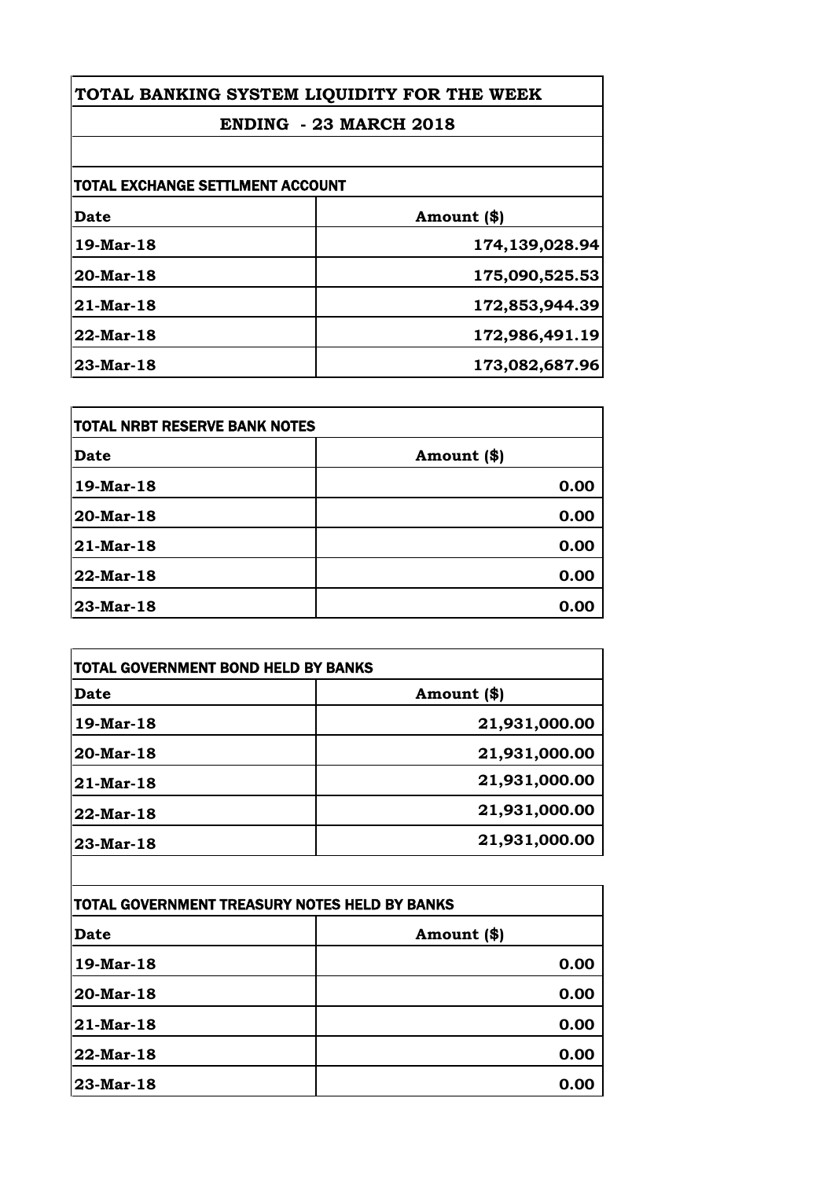# TOTAL BANKING SYSTEM LIQUIDITY FOR THE WEEK

## ENDING - 23 MARCH 2018

### TOTAL EXCHANGE SETTLMENT ACCOUNT

| Date | Amount ($) |
|---|---|
| 19-Mar-18 | 174,139,028.94 |
| 20-Mar-18 | 175,090,525.53 |
| 21-Mar-18 | 172,853,944.39 |
| 22-Mar-18 | 172,986,491.19 |
| 23-Mar-18 | 173,082,687.96 |

### TOTAL NRBT RESERVE BANK NOTES

| Date | Amount ($) |
|---|---|
| 19-Mar-18 | 0.00 |
| 20-Mar-18 | 0.00 |
| 21-Mar-18 | 0.00 |
| 22-Mar-18 | 0.00 |
| 23-Mar-18 | 0.00 |

### TOTAL GOVERNMENT BOND HELD BY BANKS

| Date | Amount ($) |
|---|---|
| 19-Mar-18 | 21,931,000.00 |
| 20-Mar-18 | 21,931,000.00 |
| 21-Mar-18 | 21,931,000.00 |
| 22-Mar-18 | 21,931,000.00 |
| 23-Mar-18 | 21,931,000.00 |

### TOTAL GOVERNMENT TREASURY NOTES HELD BY BANKS

| Date | Amount ($) |
|---|---|
| 19-Mar-18 | 0.00 |
| 20-Mar-18 | 0.00 |
| 21-Mar-18 | 0.00 |
| 22-Mar-18 | 0.00 |
| 23-Mar-18 | 0.00 |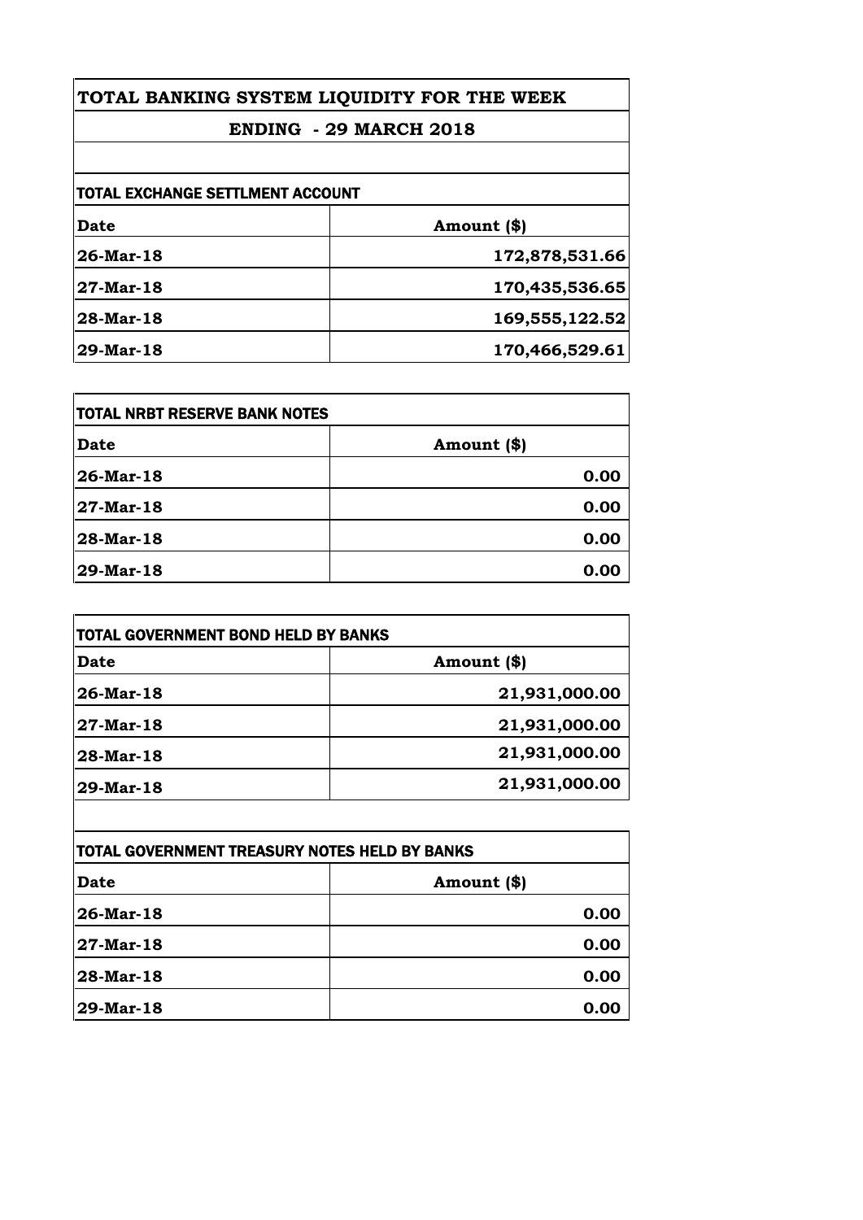# TOTAL BANKING SYSTEM LIQUIDITY FOR THE WEEK

## ENDING - 29 MARCH 2018

### TOTAL EXCHANGE SETTLMENT ACCOUNT

| Date | Amount ($) |
|---|---|
| 26-Mar-18 | 172,878,531.66 |
| 27-Mar-18 | 170,435,536.65 |
| 28-Mar-18 | 169,555,122.52 |
| 29-Mar-18 | 170,466,529.61 |

### TOTAL NRBT RESERVE BANK NOTES

| Date | Amount ($) |
|---|---|
| 26-Mar-18 | 0.00 |
| 27-Mar-18 | 0.00 |
| 28-Mar-18 | 0.00 |
| 29-Mar-18 | 0.00 |

### TOTAL GOVERNMENT BOND HELD BY BANKS

| Date | Amount ($) |
|---|---|
| 26-Mar-18 | 21,931,000.00 |
| 27-Mar-18 | 21,931,000.00 |
| 28-Mar-18 | 21,931,000.00 |
| 29-Mar-18 | 21,931,000.00 |

### TOTAL GOVERNMENT TREASURY NOTES HELD BY BANKS

| Date | Amount ($) |
|---|---|
| 26-Mar-18 | 0.00 |
| 27-Mar-18 | 0.00 |
| 28-Mar-18 | 0.00 |
| 29-Mar-18 | 0.00 |